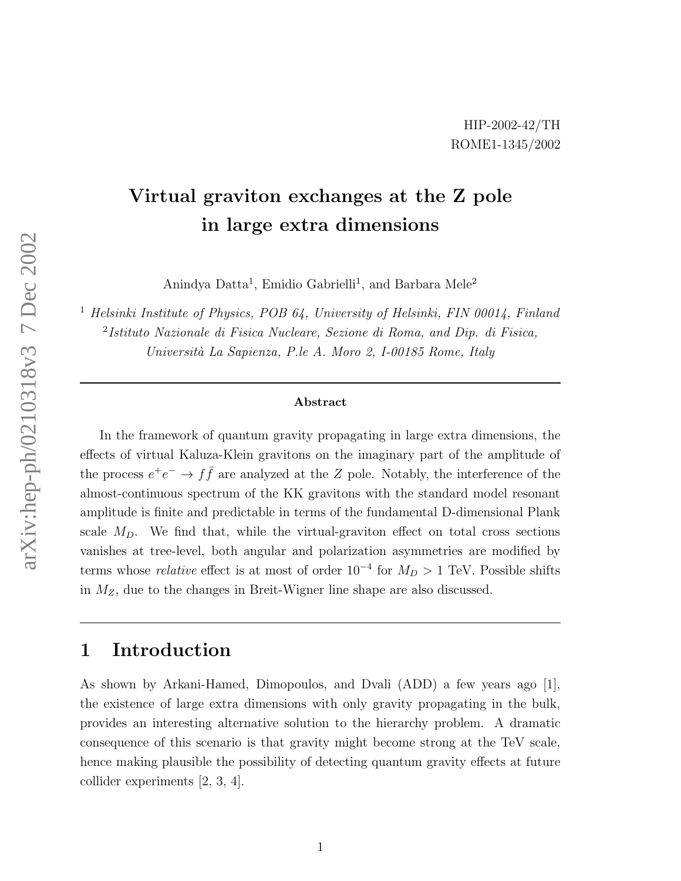HIP-2002-42/TH
ROME1-1345/2002

# Virtual graviton exchanges at the Z pole in large extra dimensions

Anindya Datta[1], Emidio Gabrielli[1], and Barbara Mele[2]

[1] *Helsinki Institute of Physics, POB 64, University of Helsinki, FIN 00014, Finland*
[2] *Istituto Nazionale di Fisica Nucleare, Sezione di Roma, and Dip. di Fisica, Università La Sapienza, P.le A. Moro 2, I-00185 Rome, Italy*

---

### Abstract

In the framework of quantum gravity propagating in large extra dimensions, the effects of virtual Kaluza-Klein gravitons on the imaginary part of the amplitude of the process $e^+e^- \to f\bar{f}$ are analyzed at the $Z$ pole. Notably, the interference of the almost-continuous spectrum of the KK gravitons with the standard model resonant amplitude is finite and predictable in terms of the fundamental D-dimensional Plank scale $M_D$. We find that, while the virtual-graviton effect on total cross sections vanishes at tree-level, both angular and polarization asymmetries are modified by terms whose *relative* effect is at most of order $10^{-4}$ for $M_D > 1$ TeV. Possible shifts in $M_Z$, due to the changes in Breit-Wigner line shape are also discussed.

---

## 1 Introduction

As shown by Arkani-Hamed, Dimopoulos, and Dvali (ADD) a few years ago [1], the existence of large extra dimensions with only gravity propagating in the bulk, provides an interesting alternative solution to the hierarchy problem. A dramatic consequence of this scenario is that gravity might become strong at the TeV scale, hence making plausible the possibility of detecting quantum gravity effects at future collider experiments [2, 3, 4].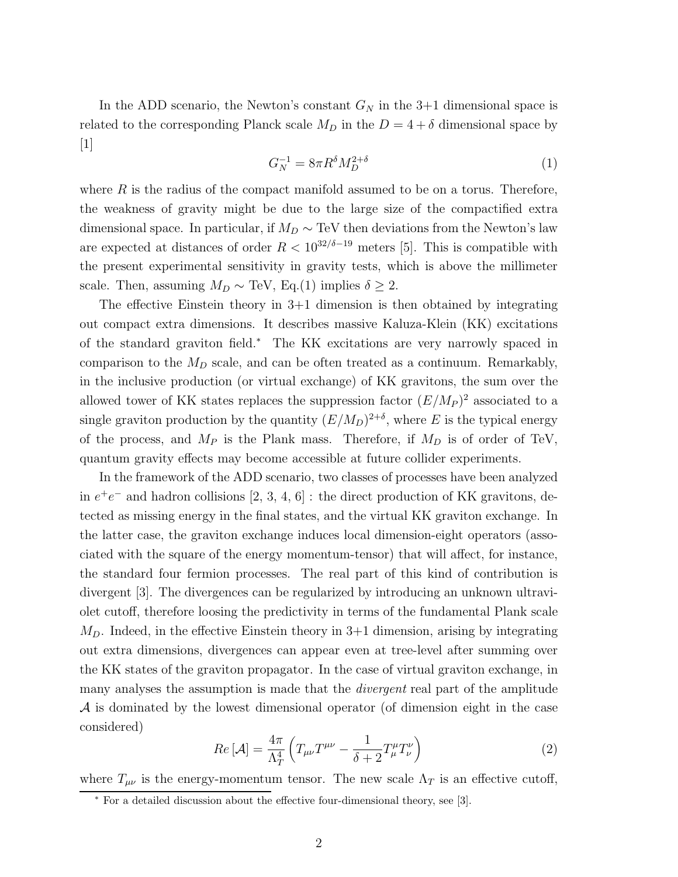In the ADD scenario, the Newton's constant $G_N$ in the 3+1 dimensional space is related to the corresponding Planck scale $M_D$ in the $D = 4 + \delta$ dimensional space by [1]

$$G_N^{-1} = 8\pi R^\delta M_D^{2+\delta} \tag{1}$$

where $R$ is the radius of the compact manifold assumed to be on a torus. Therefore, the weakness of gravity might be due to the large size of the compactified extra dimensional space. In particular, if $M_D \sim$ TeV then deviations from the Newton's law are expected at distances of order $R < 10^{32/\delta - 19}$ meters [5]. This is compatible with the present experimental sensitivity in gravity tests, which is above the millimeter scale. Then, assuming $M_D \sim$ TeV, Eq.(1) implies $\delta \geq 2$.

The effective Einstein theory in 3+1 dimension is then obtained by integrating out compact extra dimensions. It describes massive Kaluza-Klein (KK) excitations of the standard graviton field.* The KK excitations are very narrowly spaced in comparison to the $M_D$ scale, and can be often treated as a continuum. Remarkably, in the inclusive production (or virtual exchange) of KK gravitons, the sum over the allowed tower of KK states replaces the suppression factor $(E/M_P)^2$ associated to a single graviton production by the quantity $(E/M_D)^{2+\delta}$, where $E$ is the typical energy of the process, and $M_P$ is the Plank mass. Therefore, if $M_D$ is of order of TeV, quantum gravity effects may become accessible at future collider experiments.

In the framework of the ADD scenario, two classes of processes have been analyzed in $e^+e^-$ and hadron collisions [2, 3, 4, 6] : the direct production of KK gravitons, detected as missing energy in the final states, and the virtual KK graviton exchange. In the latter case, the graviton exchange induces local dimension-eight operators (associated with the square of the energy momentum-tensor) that will affect, for instance, the standard four fermion processes. The real part of this kind of contribution is divergent [3]. The divergences can be regularized by introducing an unknown ultraviolet cutoff, therefore loosing the predictivity in terms of the fundamental Plank scale $M_D$. Indeed, in the effective Einstein theory in 3+1 dimension, arising by integrating out extra dimensions, divergences can appear even at tree-level after summing over the KK states of the graviton propagator. In the case of virtual graviton exchange, in many analyses the assumption is made that the *divergent* real part of the amplitude $\mathcal{A}$ is dominated by the lowest dimensional operator (of dimension eight in the case considered)

$$Re\left[\mathcal{A}\right] = \frac{4\pi}{\Lambda_T^4}\left(T_{\mu\nu}T^{\mu\nu} - \frac{1}{\delta+2}T^\mu_\mu T^\nu_\nu\right) \tag{2}$$

where $T_{\mu\nu}$ is the energy-momentum tensor. The new scale $\Lambda_T$ is an effective cutoff,

* For a detailed discussion about the effective four-dimensional theory, see [3].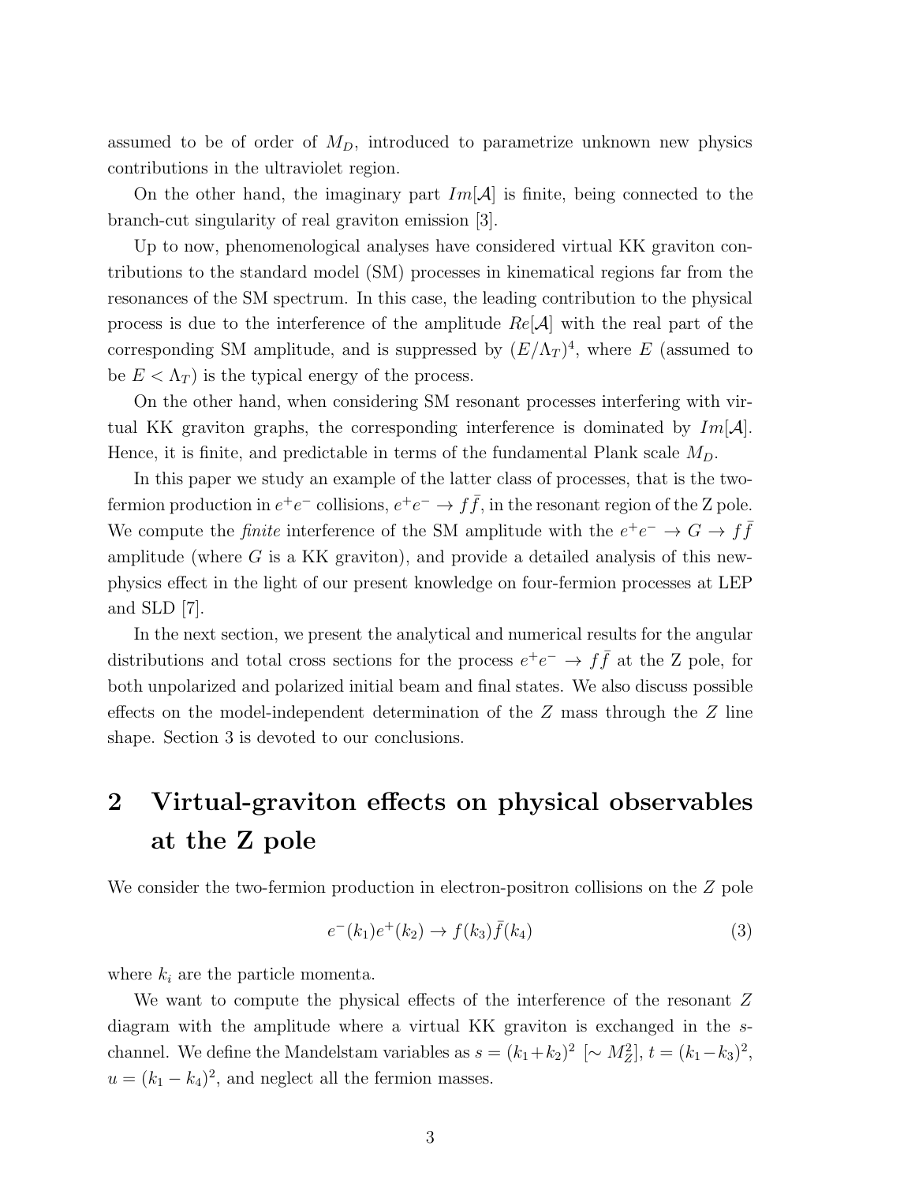assumed to be of order of $M_D$, introduced to parametrize unknown new physics contributions in the ultraviolet region.

On the other hand, the imaginary part $Im[\mathcal{A}]$ is finite, being connected to the branch-cut singularity of real graviton emission [3].

Up to now, phenomenological analyses have considered virtual KK graviton contributions to the standard model (SM) processes in kinematical regions far from the resonances of the SM spectrum. In this case, the leading contribution to the physical process is due to the interference of the amplitude $Re[\mathcal{A}]$ with the real part of the corresponding SM amplitude, and is suppressed by $(E/\Lambda_T)^4$, where $E$ (assumed to be $E < \Lambda_T$) is the typical energy of the process.

On the other hand, when considering SM resonant processes interfering with virtual KK graviton graphs, the corresponding interference is dominated by $Im[\mathcal{A}]$. Hence, it is finite, and predictable in terms of the fundamental Plank scale $M_D$.

In this paper we study an example of the latter class of processes, that is the two-fermion production in $e^+e^-$ collisions, $e^+e^- \to f\bar{f}$, in the resonant region of the Z pole. We compute the *finite* interference of the SM amplitude with the $e^+e^- \to G \to f\bar{f}$ amplitude (where $G$ is a KK graviton), and provide a detailed analysis of this new-physics effect in the light of our present knowledge on four-fermion processes at LEP and SLD [7].

In the next section, we present the analytical and numerical results for the angular distributions and total cross sections for the process $e^+e^- \to f\bar{f}$ at the Z pole, for both unpolarized and polarized initial beam and final states. We also discuss possible effects on the model-independent determination of the $Z$ mass through the $Z$ line shape. Section 3 is devoted to our conclusions.

## 2 Virtual-graviton effects on physical observables at the Z pole

We consider the two-fermion production in electron-positron collisions on the $Z$ pole

$$e^-(k_1)e^+(k_2) \to f(k_3)\bar{f}(k_4) \tag{3}$$

where $k_i$ are the particle momenta.

We want to compute the physical effects of the interference of the resonant $Z$ diagram with the amplitude where a virtual KK graviton is exchanged in the $s$-channel. We define the Mandelstam variables as $s = (k_1+k_2)^2$ $[\sim M_Z^2]$, $t = (k_1-k_3)^2$, $u = (k_1 - k_4)^2$, and neglect all the fermion masses.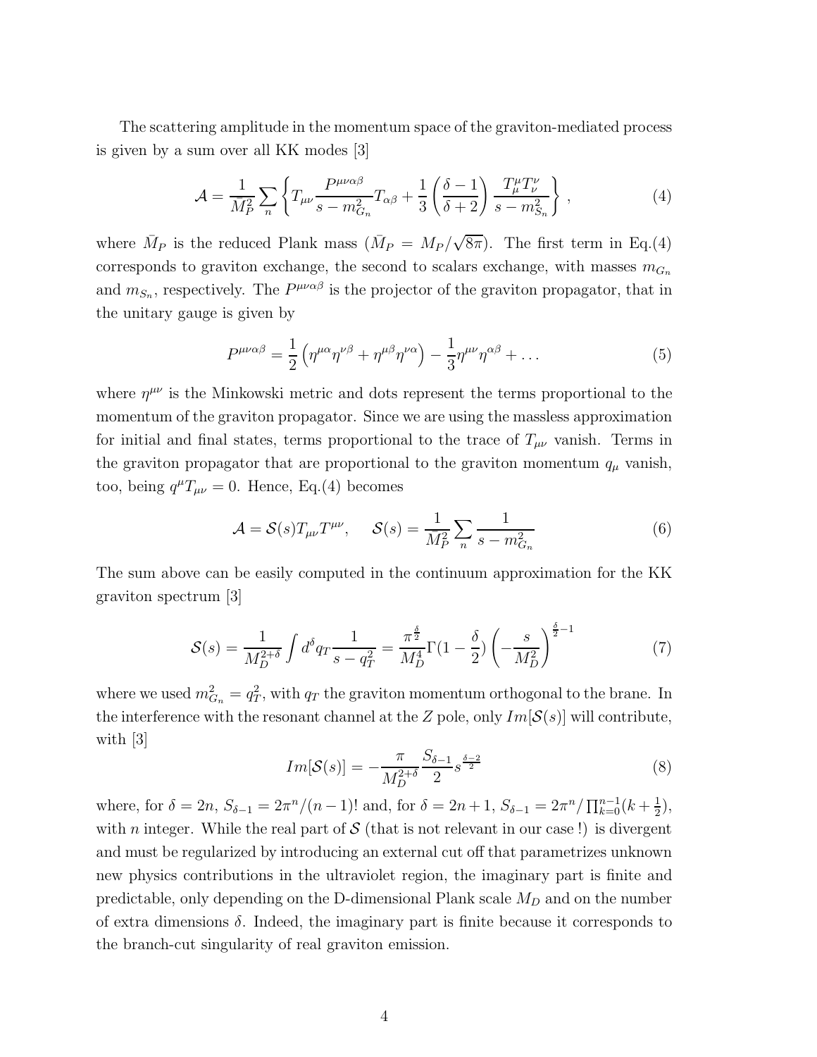The scattering amplitude in the momentum space of the graviton-mediated process is given by a sum over all KK modes [3]

$$\mathcal{A} = \frac{1}{\bar{M}_P^2} \sum_n \left\{ T_{\mu\nu} \frac{P^{\mu\nu\alpha\beta}}{s - m_{G_n}^2} T_{\alpha\beta} + \frac{1}{3} \left( \frac{\delta - 1}{\delta + 2} \right) \frac{T_\mu^\mu T_\nu^\nu}{s - m_{S_n}^2} \right\} , \tag{4}$$

where $\bar{M}_P$ is the reduced Plank mass ($\bar{M}_P = M_P/\sqrt{8\pi}$). The first term in Eq.(4) corresponds to graviton exchange, the second to scalars exchange, with masses $m_{G_n}$ and $m_{S_n}$, respectively. The $P^{\mu\nu\alpha\beta}$ is the projector of the graviton propagator, that in the unitary gauge is given by

$$P^{\mu\nu\alpha\beta} = \frac{1}{2} \left( \eta^{\mu\alpha}\eta^{\nu\beta} + \eta^{\mu\beta}\eta^{\nu\alpha} \right) - \frac{1}{3}\eta^{\mu\nu}\eta^{\alpha\beta} + \dots \tag{5}$$

where $\eta^{\mu\nu}$ is the Minkowski metric and dots represent the terms proportional to the momentum of the graviton propagator. Since we are using the massless approximation for initial and final states, terms proportional to the trace of $T_{\mu\nu}$ vanish. Terms in the graviton propagator that are proportional to the graviton momentum $q_\mu$ vanish, too, being $q^\mu T_{\mu\nu} = 0$. Hence, Eq.(4) becomes

$$\mathcal{A} = \mathcal{S}(s) T_{\mu\nu} T^{\mu\nu}, \quad \mathcal{S}(s) = \frac{1}{\bar{M}_P^2} \sum_n \frac{1}{s - m_{G_n}^2} \tag{6}$$

The sum above can be easily computed in the continuum approximation for the KK graviton spectrum [3]

$$\mathcal{S}(s) = \frac{1}{M_D^{2+\delta}} \int d^\delta q_T \frac{1}{s - q_T^2} = \frac{\pi^{\frac{\delta}{2}}}{M_D^4} \Gamma(1 - \frac{\delta}{2}) \left( -\frac{s}{M_D^2} \right)^{\frac{\delta}{2} - 1} \tag{7}$$

where we used $m_{G_n}^2 = q_T^2$, with $q_T$ the graviton momentum orthogonal to the brane. In the interference with the resonant channel at the $Z$ pole, only $Im[\mathcal{S}(s)]$ will contribute, with [3]

$$Im[\mathcal{S}(s)] = -\frac{\pi}{M_D^{2+\delta}} \frac{S_{\delta-1}}{2} s^{\frac{\delta-2}{2}} \tag{8}$$

where, for $\delta = 2n$, $S_{\delta-1} = 2\pi^n/(n-1)!$ and, for $\delta = 2n+1$, $S_{\delta-1} = 2\pi^n/\prod_{k=0}^{n-1}(k+\frac{1}{2})$, with $n$ integer. While the real part of $\mathcal{S}$ (that is not relevant in our case !) is divergent and must be regularized by introducing an external cut off that parametrizes unknown new physics contributions in the ultraviolet region, the imaginary part is finite and predictable, only depending on the D-dimensional Plank scale $M_D$ and on the number of extra dimensions $\delta$. Indeed, the imaginary part is finite because it corresponds to the branch-cut singularity of real graviton emission.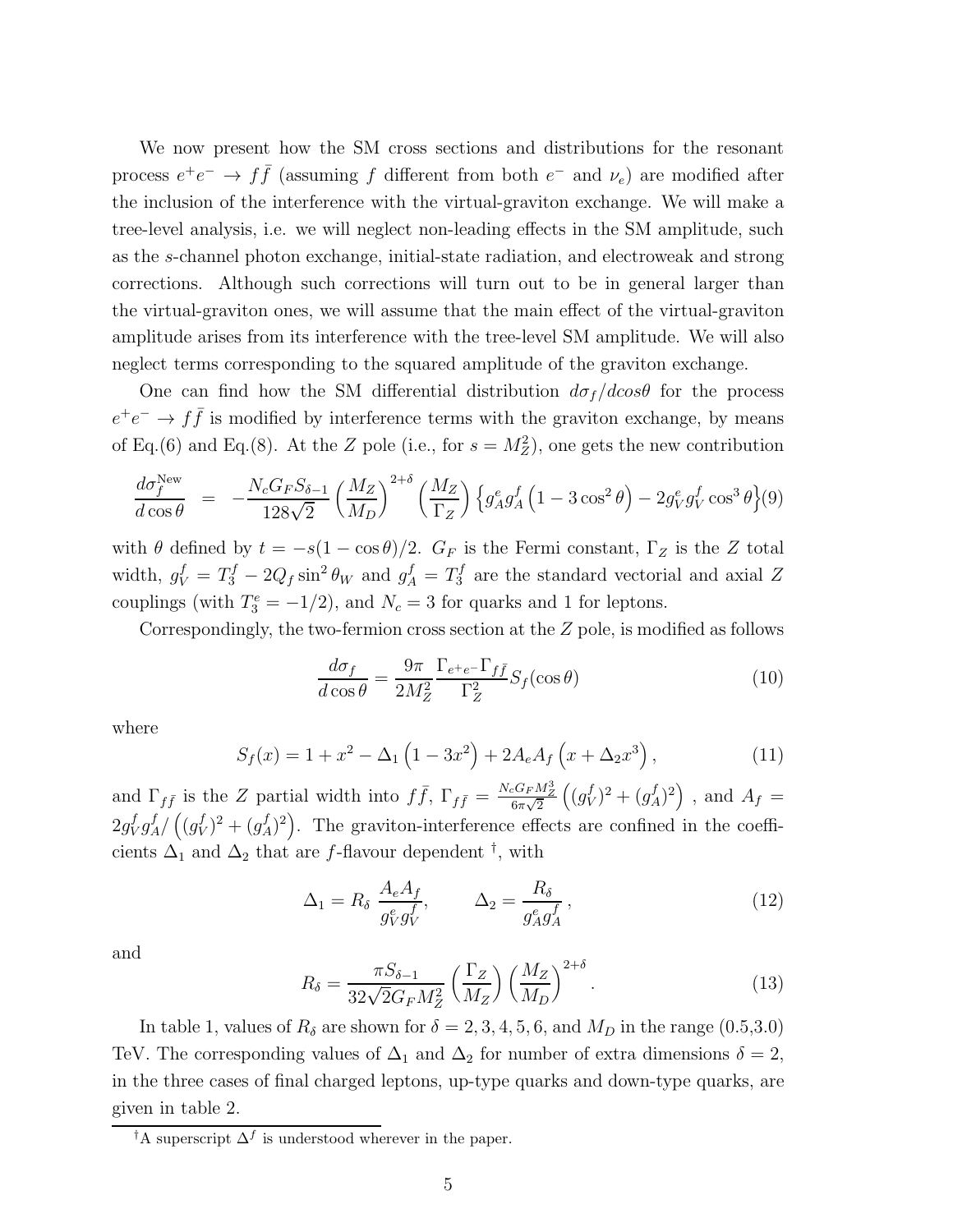We now present how the SM cross sections and distributions for the resonant process $e^+e^- \to f\bar{f}$ (assuming $f$ different from both $e^-$ and $\nu_e$) are modified after the inclusion of the interference with the virtual-graviton exchange. We will make a tree-level analysis, i.e. we will neglect non-leading effects in the SM amplitude, such as the $s$-channel photon exchange, initial-state radiation, and electroweak and strong corrections. Although such corrections will turn out to be in general larger than the virtual-graviton ones, we will assume that the main effect of the virtual-graviton amplitude arises from its interference with the tree-level SM amplitude. We will also neglect terms corresponding to the squared amplitude of the graviton exchange.

One can find how the SM differential distribution $d\sigma_f/dcos\theta$ for the process $e^+e^- \to f\bar{f}$ is modified by interference terms with the graviton exchange, by means of Eq.(6) and Eq.(8). At the $Z$ pole (i.e., for $s = M_Z^2$), one gets the new contribution

$$\frac{d\sigma_f^{\rm New}}{d\cos\theta} = -\frac{N_c G_F S_{\delta-1}}{128\sqrt{2}}\left(\frac{M_Z}{M_D}\right)^{2+\delta}\left(\frac{M_Z}{\Gamma_Z}\right)\left\{g_A^e g_A^f\left(1-3\cos^2\theta\right) - 2g_V^e g_V^f \cos^3\theta\right\} \quad (9)$$

with $\theta$ defined by $t = -s(1-\cos\theta)/2$. $G_F$ is the Fermi constant, $\Gamma_Z$ is the $Z$ total width, $g_V^f = T_3^f - 2Q_f \sin^2\theta_W$ and $g_A^f = T_3^f$ are the standard vectorial and axial $Z$ couplings (with $T_3^e = -1/2$), and $N_c = 3$ for quarks and 1 for leptons.

Correspondingly, the two-fermion cross section at the $Z$ pole, is modified as follows

$$\frac{d\sigma_f}{d\cos\theta} = \frac{9\pi}{2M_Z^2}\frac{\Gamma_{e^+e^-}\Gamma_{f\bar{f}}}{\Gamma_Z^2} S_f(\cos\theta) \quad (10)$$

where

$$S_f(x) = 1 + x^2 - \Delta_1\left(1-3x^2\right) + 2A_e A_f\left(x + \Delta_2 x^3\right), \quad (11)$$

and $\Gamma_{f\bar{f}}$ is the $Z$ partial width into $f\bar{f}$, $\Gamma_{f\bar{f}} = \frac{N_c G_F M_Z^3}{6\pi\sqrt{2}}\left((g_V^f)^2 + (g_A^f)^2\right)$ , and $A_f = 2g_V^f g_A^f/\left((g_V^f)^2 + (g_A^f)^2\right)$. The graviton-interference effects are confined in the coefficients $\Delta_1$ and $\Delta_2$ that are $f$-flavour dependent [†], with

$$\Delta_1 = R_\delta\,\frac{A_e A_f}{g_V^e g_V^f}, \qquad \Delta_2 = \frac{R_\delta}{g_A^e g_A^f}, \quad (12)$$

and

$$R_\delta = \frac{\pi S_{\delta-1}}{32\sqrt{2}G_F M_Z^2}\left(\frac{\Gamma_Z}{M_Z}\right)\left(\frac{M_Z}{M_D}\right)^{2+\delta}. \quad (13)$$

In table 1, values of $R_\delta$ are shown for $\delta = 2, 3, 4, 5, 6$, and $M_D$ in the range (0.5,3.0) TeV. The corresponding values of $\Delta_1$ and $\Delta_2$ for number of extra dimensions $\delta = 2$, in the three cases of final charged leptons, up-type quarks and down-type quarks, are given in table 2.

[†] A superscript $\Delta^f$ is understood wherever in the paper.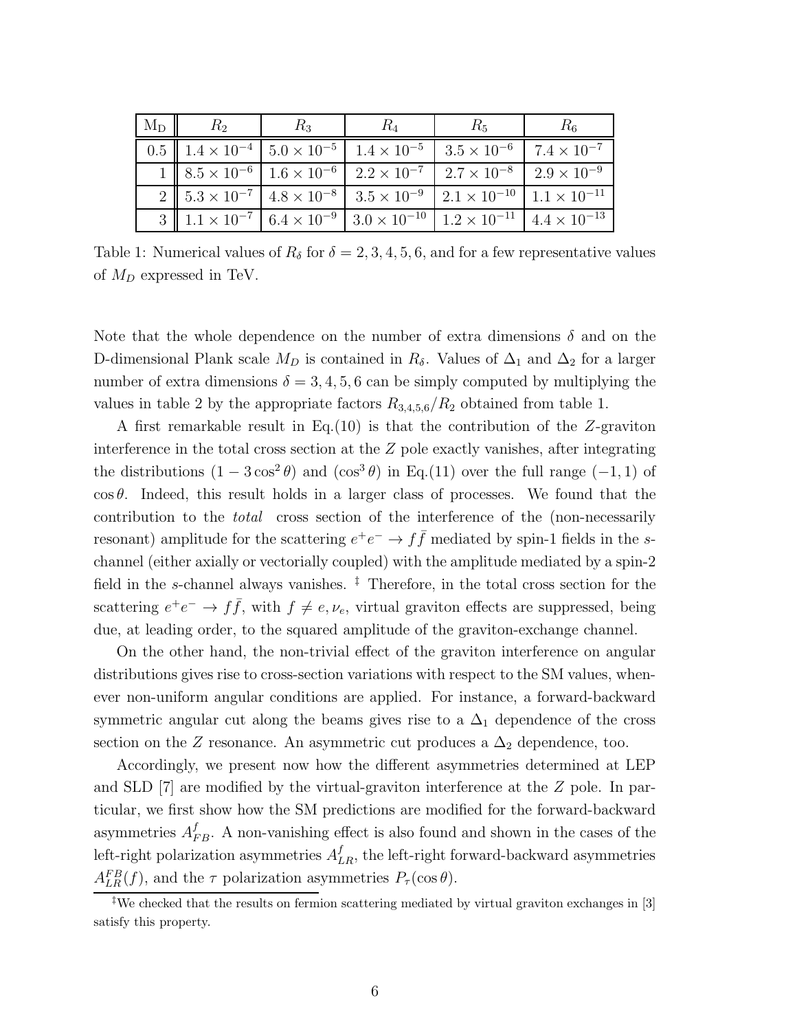| $\mathrm{M_D}$ | $R_2$ | $R_3$ | $R_4$ | $R_5$ | $R_6$ |
|---|---|---|---|---|---|
| 0.5 | $1.4 \times 10^{-4}$ | $5.0 \times 10^{-5}$ | $1.4 \times 10^{-5}$ | $3.5 \times 10^{-6}$ | $7.4 \times 10^{-7}$ |
| 1 | $8.5 \times 10^{-6}$ | $1.6 \times 10^{-6}$ | $2.2 \times 10^{-7}$ | $2.7 \times 10^{-8}$ | $2.9 \times 10^{-9}$ |
| 2 | $5.3 \times 10^{-7}$ | $4.8 \times 10^{-8}$ | $3.5 \times 10^{-9}$ | $2.1 \times 10^{-10}$ | $1.1 \times 10^{-11}$ |
| 3 | $1.1 \times 10^{-7}$ | $6.4 \times 10^{-9}$ | $3.0 \times 10^{-10}$ | $1.2 \times 10^{-11}$ | $4.4 \times 10^{-13}$ |

Table 1: Numerical values of $R_\delta$ for $\delta = 2, 3, 4, 5, 6$, and for a few representative values of $M_D$ expressed in TeV.

Note that the whole dependence on the number of extra dimensions $\delta$ and on the D-dimensional Plank scale $M_D$ is contained in $R_\delta$. Values of $\Delta_1$ and $\Delta_2$ for a larger number of extra dimensions $\delta = 3, 4, 5, 6$ can be simply computed by multiplying the values in table 2 by the appropriate factors $R_{3,4,5,6}/R_2$ obtained from table 1.

A first remarkable result in Eq.(10) is that the contribution of the $Z$-graviton interference in the total cross section at the $Z$ pole exactly vanishes, after integrating the distributions $(1 - 3\cos^2\theta)$ and $(\cos^3\theta)$ in Eq.(11) over the full range $(-1, 1)$ of $\cos\theta$. Indeed, this result holds in a larger class of processes. We found that the contribution to the *total* cross section of the interference of the (non-necessarily resonant) amplitude for the scattering $e^+e^- \to f\bar{f}$ mediated by spin-1 fields in the $s$-channel (either axially or vectorially coupled) with the amplitude mediated by a spin-2 field in the $s$-channel always vanishes. ‡ Therefore, in the total cross section for the scattering $e^+e^- \to f\bar{f}$, with $f \neq e, \nu_e$, virtual graviton effects are suppressed, being due, at leading order, to the squared amplitude of the graviton-exchange channel.

On the other hand, the non-trivial effect of the graviton interference on angular distributions gives rise to cross-section variations with respect to the SM values, whenever non-uniform angular conditions are applied. For instance, a forward-backward symmetric angular cut along the beams gives rise to a $\Delta_1$ dependence of the cross section on the $Z$ resonance. An asymmetric cut produces a $\Delta_2$ dependence, too.

Accordingly, we present now how the different asymmetries determined at LEP and SLD [7] are modified by the virtual-graviton interference at the $Z$ pole. In particular, we first show how the SM predictions are modified for the forward-backward asymmetries $A^f_{FB}$. A non-vanishing effect is also found and shown in the cases of the left-right polarization asymmetries $A^f_{LR}$, the left-right forward-backward asymmetries $A^{FB}_{LR}(f)$, and the $\tau$ polarization asymmetries $P_\tau(\cos\theta)$.

‡ We checked that the results on fermion scattering mediated by virtual graviton exchanges in [3] satisfy this property.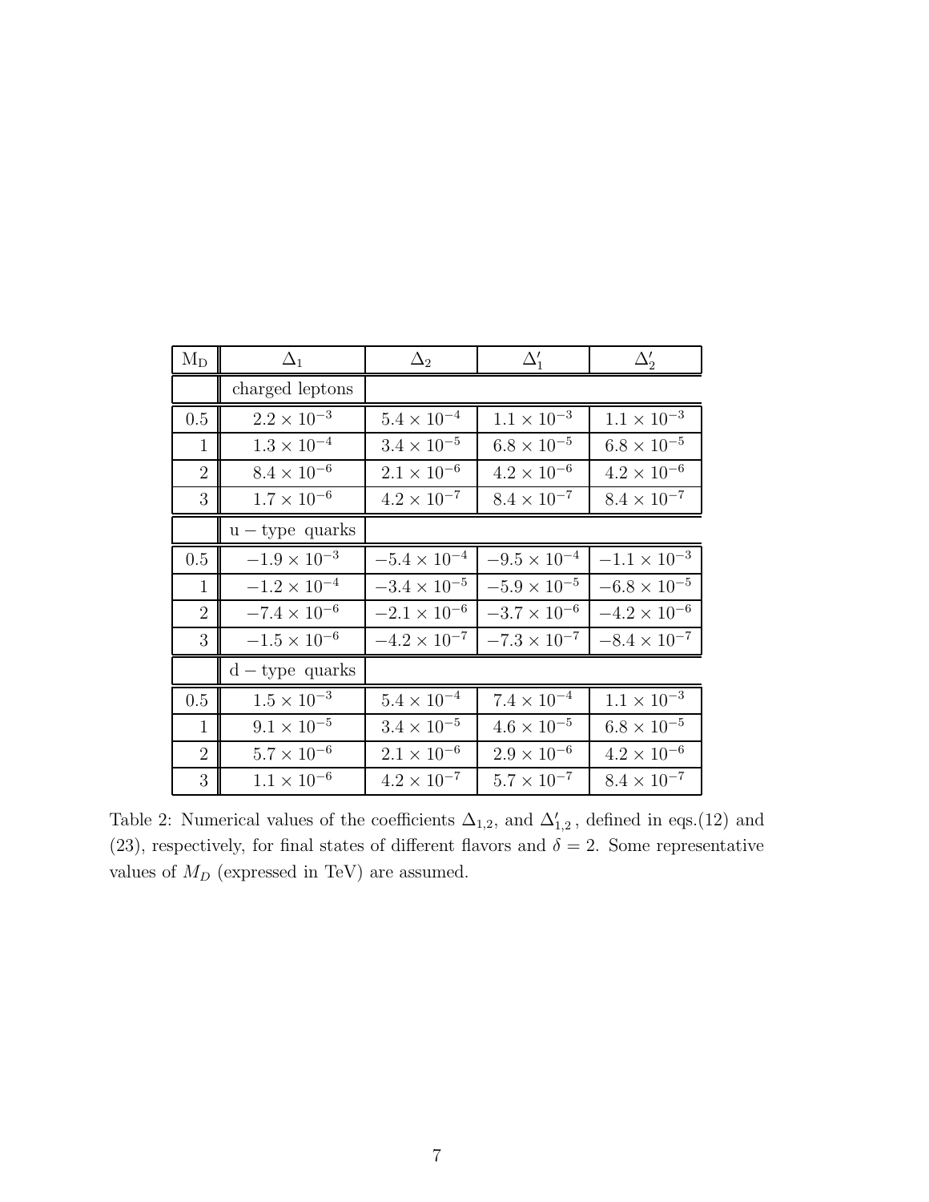| $M_D$ | $\Delta_1$ | $\Delta_2$ | $\Delta'_1$ | $\Delta'_2$ |
|---|---|---|---|---|
| | charged leptons | | | |
| 0.5 | $2.2 \times 10^{-3}$ | $5.4 \times 10^{-4}$ | $1.1 \times 10^{-3}$ | $1.1 \times 10^{-3}$ |
| 1 | $1.3 \times 10^{-4}$ | $3.4 \times 10^{-5}$ | $6.8 \times 10^{-5}$ | $6.8 \times 10^{-5}$ |
| 2 | $8.4 \times 10^{-6}$ | $2.1 \times 10^{-6}$ | $4.2 \times 10^{-6}$ | $4.2 \times 10^{-6}$ |
| 3 | $1.7 \times 10^{-6}$ | $4.2 \times 10^{-7}$ | $8.4 \times 10^{-7}$ | $8.4 \times 10^{-7}$ |
| | u − type quarks | | | |
| 0.5 | $-1.9 \times 10^{-3}$ | $-5.4 \times 10^{-4}$ | $-9.5 \times 10^{-4}$ | $-1.1 \times 10^{-3}$ |
| 1 | $-1.2 \times 10^{-4}$ | $-3.4 \times 10^{-5}$ | $-5.9 \times 10^{-5}$ | $-6.8 \times 10^{-5}$ |
| 2 | $-7.4 \times 10^{-6}$ | $-2.1 \times 10^{-6}$ | $-3.7 \times 10^{-6}$ | $-4.2 \times 10^{-6}$ |
| 3 | $-1.5 \times 10^{-6}$ | $-4.2 \times 10^{-7}$ | $-7.3 \times 10^{-7}$ | $-8.4 \times 10^{-7}$ |
| | d − type quarks | | | |
| 0.5 | $1.5 \times 10^{-3}$ | $5.4 \times 10^{-4}$ | $7.4 \times 10^{-4}$ | $1.1 \times 10^{-3}$ |
| 1 | $9.1 \times 10^{-5}$ | $3.4 \times 10^{-5}$ | $4.6 \times 10^{-5}$ | $6.8 \times 10^{-5}$ |
| 2 | $5.7 \times 10^{-6}$ | $2.1 \times 10^{-6}$ | $2.9 \times 10^{-6}$ | $4.2 \times 10^{-6}$ |
| 3 | $1.1 \times 10^{-6}$ | $4.2 \times 10^{-7}$ | $5.7 \times 10^{-7}$ | $8.4 \times 10^{-7}$ |

Table 2: Numerical values of the coefficients $\Delta_{1,2}$, and $\Delta'_{1,2}$, defined in eqs.(12) and (23), respectively, for final states of different flavors and $\delta = 2$. Some representative values of $M_D$ (expressed in TeV) are assumed.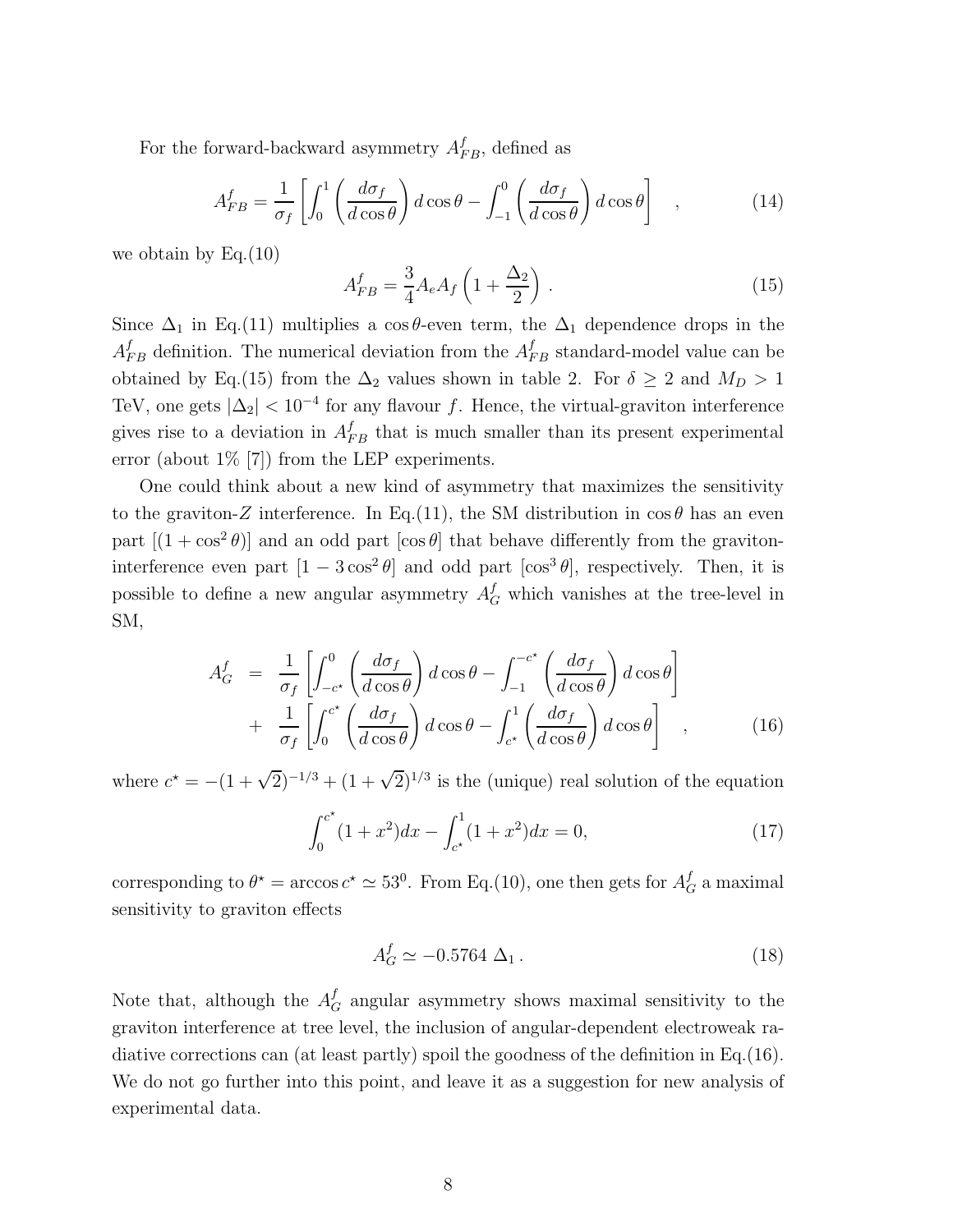For the forward-backward asymmetry $A^f_{FB}$, defined as

$$A^f_{FB} = \frac{1}{\sigma_f}\left[\int_0^1 \left(\frac{d\sigma_f}{d\cos\theta}\right) d\cos\theta - \int_{-1}^0 \left(\frac{d\sigma_f}{d\cos\theta}\right) d\cos\theta\right] \quad , \tag{14}$$

we obtain by Eq.(10)

$$A^f_{FB} = \frac{3}{4} A_e A_f \left(1 + \frac{\Delta_2}{2}\right) . \tag{15}$$

Since $\Delta_1$ in Eq.(11) multiplies a $\cos\theta$-even term, the $\Delta_1$ dependence drops in the $A^f_{FB}$ definition. The numerical deviation from the $A^f_{FB}$ standard-model value can be obtained by Eq.(15) from the $\Delta_2$ values shown in table 2. For $\delta \geq 2$ and $M_D > 1$ TeV, one gets $|\Delta_2| < 10^{-4}$ for any flavour $f$. Hence, the virtual-graviton interference gives rise to a deviation in $A^f_{FB}$ that is much smaller than its present experimental error (about 1% [7]) from the LEP experiments.

One could think about a new kind of asymmetry that maximizes the sensitivity to the graviton-$Z$ interference. In Eq.(11), the SM distribution in $\cos\theta$ has an even part $[(1+\cos^2\theta)]$ and an odd part $[\cos\theta]$ that behave differently from the graviton-interference even part $[1-3\cos^2\theta]$ and odd part $[\cos^3\theta]$, respectively. Then, it is possible to define a new angular asymmetry $A^f_G$ which vanishes at the tree-level in SM,

$$\begin{aligned} A^f_G &= \frac{1}{\sigma_f}\left[\int_{-c^\star}^0 \left(\frac{d\sigma_f}{d\cos\theta}\right) d\cos\theta - \int_{-1}^{-c^\star} \left(\frac{d\sigma_f}{d\cos\theta}\right) d\cos\theta\right] \\ &+ \frac{1}{\sigma_f}\left[\int_0^{c^\star} \left(\frac{d\sigma_f}{d\cos\theta}\right) d\cos\theta - \int_{c^\star}^1 \left(\frac{d\sigma_f}{d\cos\theta}\right) d\cos\theta\right] \quad , \end{aligned} \tag{16}$$

where $c^\star = -(1+\sqrt{2})^{-1/3} + (1+\sqrt{2})^{1/3}$ is the (unique) real solution of the equation

$$\int_0^{c^\star} (1+x^2)dx - \int_{c^\star}^1 (1+x^2)dx = 0, \tag{17}$$

corresponding to $\theta^\star = \arccos c^\star \simeq 53^0$. From Eq.(10), one then gets for $A^f_G$ a maximal sensitivity to graviton effects

$$A^f_G \simeq -0.5764\ \Delta_1 . \tag{18}$$

Note that, although the $A^f_G$ angular asymmetry shows maximal sensitivity to the graviton interference at tree level, the inclusion of angular-dependent electroweak radiative corrections can (at least partly) spoil the goodness of the definition in Eq.(16). We do not go further into this point, and leave it as a suggestion for new analysis of experimental data.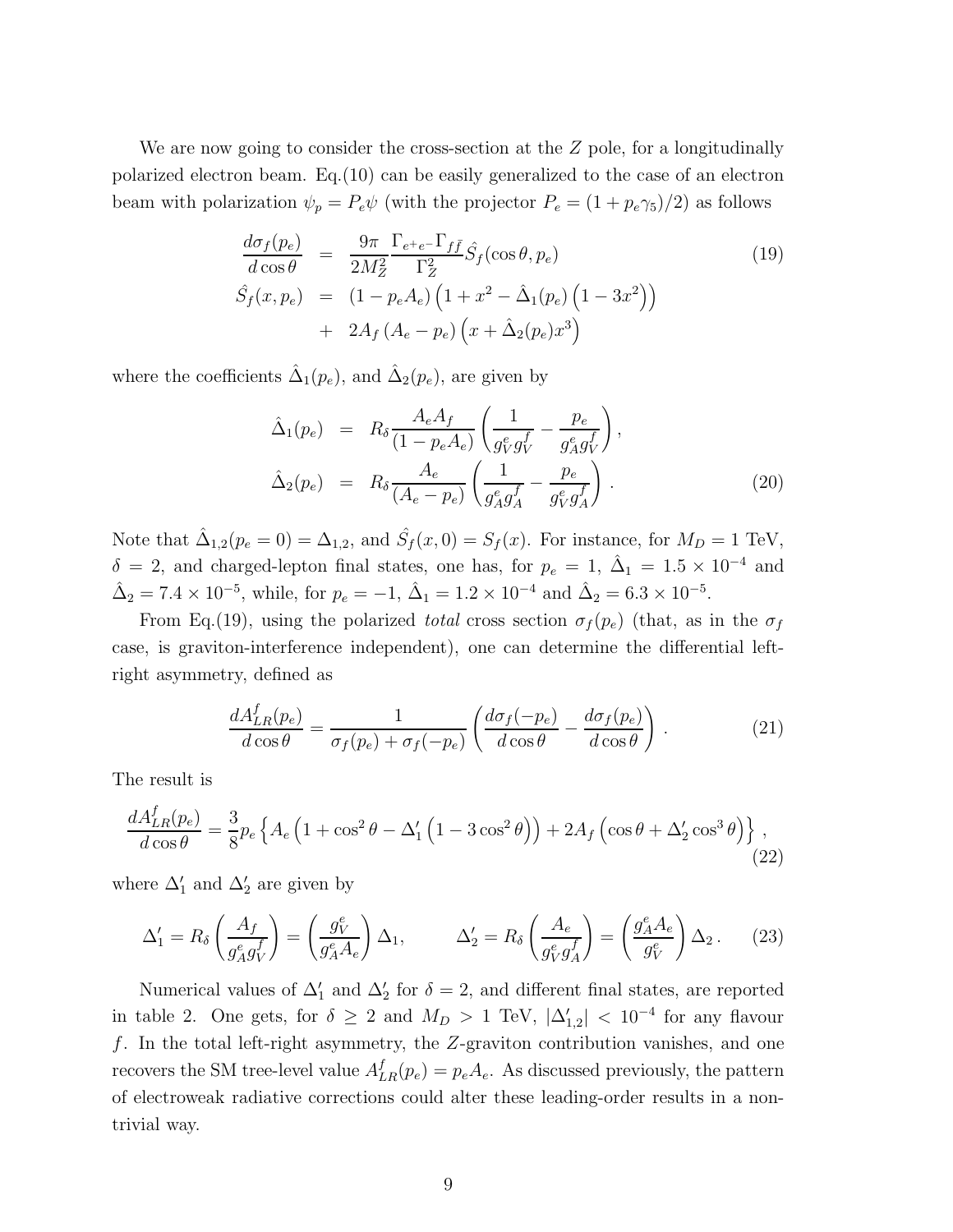We are now going to consider the cross-section at the $Z$ pole, for a longitudinally polarized electron beam. Eq.(10) can be easily generalized to the case of an electron beam with polarization $\psi_p = P_e \psi$ (with the projector $P_e = (1 + p_e \gamma_5)/2$) as follows

$$
\begin{aligned}
\frac{d\sigma_f(p_e)}{d\cos\theta} &= \frac{9\pi}{2M_Z^2} \frac{\Gamma_{e^+e^-}\Gamma_{f\bar{f}}}{\Gamma_Z^2} \hat{S}_f(\cos\theta, p_e) \\
\hat{S}_f(x, p_e) &= (1 - p_e A_e)\left(1 + x^2 - \hat{\Delta}_1(p_e)\left(1 - 3x^2\right)\right) \\
&+ \; 2A_f\left(A_e - p_e\right)\left(x + \hat{\Delta}_2(p_e) x^3\right)
\end{aligned} \tag{19}
$$

where the coefficients $\hat{\Delta}_1(p_e)$, and $\hat{\Delta}_2(p_e)$, are given by

$$
\begin{aligned}
\hat{\Delta}_1(p_e) &= R_\delta \frac{A_e A_f}{(1 - p_e A_e)} \left( \frac{1}{g_V^e g_V^f} - \frac{p_e}{g_A^e g_V^f} \right), \\
\hat{\Delta}_2(p_e) &= R_\delta \frac{A_e}{(A_e - p_e)} \left( \frac{1}{g_A^e g_A^f} - \frac{p_e}{g_V^e g_A^f} \right).
\end{aligned} \tag{20}
$$

Note that $\hat{\Delta}_{1,2}(p_e = 0) = \Delta_{1,2}$, and $\hat{S}_f(x, 0) = S_f(x)$. For instance, for $M_D = 1$ TeV, $\delta = 2$, and charged-lepton final states, one has, for $p_e = 1$, $\hat{\Delta}_1 = 1.5 \times 10^{-4}$ and $\hat{\Delta}_2 = 7.4 \times 10^{-5}$, while, for $p_e = -1$, $\hat{\Delta}_1 = 1.2 \times 10^{-4}$ and $\hat{\Delta}_2 = 6.3 \times 10^{-5}$.

From Eq.(19), using the polarized *total* cross section $\sigma_f(p_e)$ (that, as in the $\sigma_f$ case, is graviton-interference independent), one can determine the differential left-right asymmetry, defined as

$$
\frac{dA_{LR}^f(p_e)}{d\cos\theta} = \frac{1}{\sigma_f(p_e) + \sigma_f(-p_e)} \left( \frac{d\sigma_f(-p_e)}{d\cos\theta} - \frac{d\sigma_f(p_e)}{d\cos\theta} \right). \tag{21}
$$

The result is

$$
\frac{dA_{LR}^f(p_e)}{d\cos\theta} = \frac{3}{8} p_e \left\{ A_e \left( 1 + \cos^2\theta - \Delta_1' \left( 1 - 3\cos^2\theta \right) \right) + 2A_f \left( \cos\theta + \Delta_2' \cos^3\theta \right) \right\}, \tag{22}
$$

where $\Delta_1'$ and $\Delta_2'$ are given by

$$
\Delta_1' = R_\delta \left( \frac{A_f}{g_A^e g_V^f} \right) = \left( \frac{g_V^e}{g_A^e A_e} \right) \Delta_1, \qquad \Delta_2' = R_\delta \left( \frac{A_e}{g_V^e g_A^f} \right) = \left( \frac{g_A^e A_e}{g_V^e} \right) \Delta_2. \tag{23}
$$

Numerical values of $\Delta_1'$ and $\Delta_2'$ for $\delta = 2$, and different final states, are reported in table 2. One gets, for $\delta \geq 2$ and $M_D > 1$ TeV, $|\Delta_{1,2}'| < 10^{-4}$ for any flavour $f$. In the total left-right asymmetry, the $Z$-graviton contribution vanishes, and one recovers the SM tree-level value $A_{LR}^f(p_e) = p_e A_e$. As discussed previously, the pattern of electroweak radiative corrections could alter these leading-order results in a non-trivial way.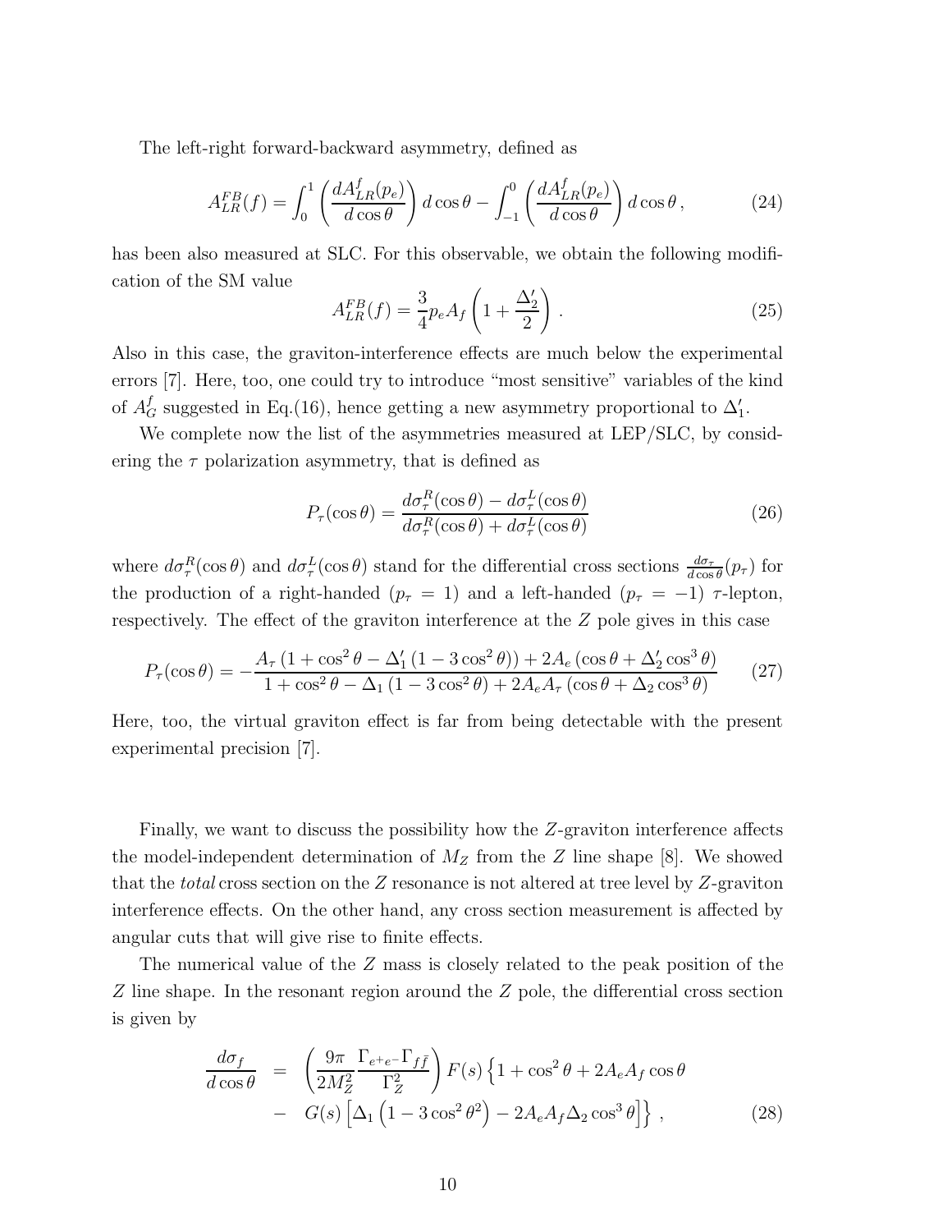The left-right forward-backward asymmetry, defined as

$$A_{LR}^{FB}(f) = \int_0^1 \left( \frac{dA_{LR}^f(p_e)}{d\cos\theta} \right) d\cos\theta - \int_{-1}^0 \left( \frac{dA_{LR}^f(p_e)}{d\cos\theta} \right) d\cos\theta \,, \tag{24}$$

has been also measured at SLC. For this observable, we obtain the following modification of the SM value

$$A_{LR}^{FB}(f) = \frac{3}{4} p_e A_f \left( 1 + \frac{\Delta_2'}{2} \right) . \tag{25}$$

Also in this case, the graviton-interference effects are much below the experimental errors [7]. Here, too, one could try to introduce "most sensitive" variables of the kind of $A_G^f$ suggested in Eq.(16), hence getting a new asymmetry proportional to $\Delta_1'$.

We complete now the list of the asymmetries measured at LEP/SLC, by considering the $\tau$ polarization asymmetry, that is defined as

$$P_\tau(\cos\theta) = \frac{d\sigma_\tau^R(\cos\theta) - d\sigma_\tau^L(\cos\theta)}{d\sigma_\tau^R(\cos\theta) + d\sigma_\tau^L(\cos\theta)} \tag{26}$$

where $d\sigma_\tau^R(\cos\theta)$ and $d\sigma_\tau^L(\cos\theta)$ stand for the differential cross sections $\frac{d\sigma_\tau}{d\cos\theta}(p_\tau)$ for the production of a right-handed ($p_\tau = 1$) and a left-handed ($p_\tau = -1$) $\tau$-lepton, respectively. The effect of the graviton interference at the $Z$ pole gives in this case

$$P_\tau(\cos\theta) = -\frac{A_\tau \left(1 + \cos^2\theta - \Delta_1' \left(1 - 3\cos^2\theta\right)\right) + 2A_e \left(\cos\theta + \Delta_2' \cos^3\theta\right)}{1 + \cos^2\theta - \Delta_1 \left(1 - 3\cos^2\theta\right) + 2A_e A_\tau \left(\cos\theta + \Delta_2 \cos^3\theta\right)} \tag{27}$$

Here, too, the virtual graviton effect is far from being detectable with the present experimental precision [7].

Finally, we want to discuss the possibility how the $Z$-graviton interference affects the model-independent determination of $M_Z$ from the $Z$ line shape [8]. We showed that the *total* cross section on the $Z$ resonance is not altered at tree level by $Z$-graviton interference effects. On the other hand, any cross section measurement is affected by angular cuts that will give rise to finite effects.

The numerical value of the $Z$ mass is closely related to the peak position of the $Z$ line shape. In the resonant region around the $Z$ pole, the differential cross section is given by

$$\begin{aligned} \frac{d\sigma_f}{d\cos\theta} &= \left( \frac{9\pi}{2M_Z^2} \frac{\Gamma_{e^+e^-}\Gamma_{f\bar{f}}}{\Gamma_Z^2} \right) F(s) \left\{ 1 + \cos^2\theta + 2A_e A_f \cos\theta \right. \\ &- \left. G(s) \left[ \Delta_1 \left( 1 - 3\cos^2\theta^2 \right) - 2A_e A_f \Delta_2 \cos^3\theta \right] \right\} , \end{aligned} \tag{28}$$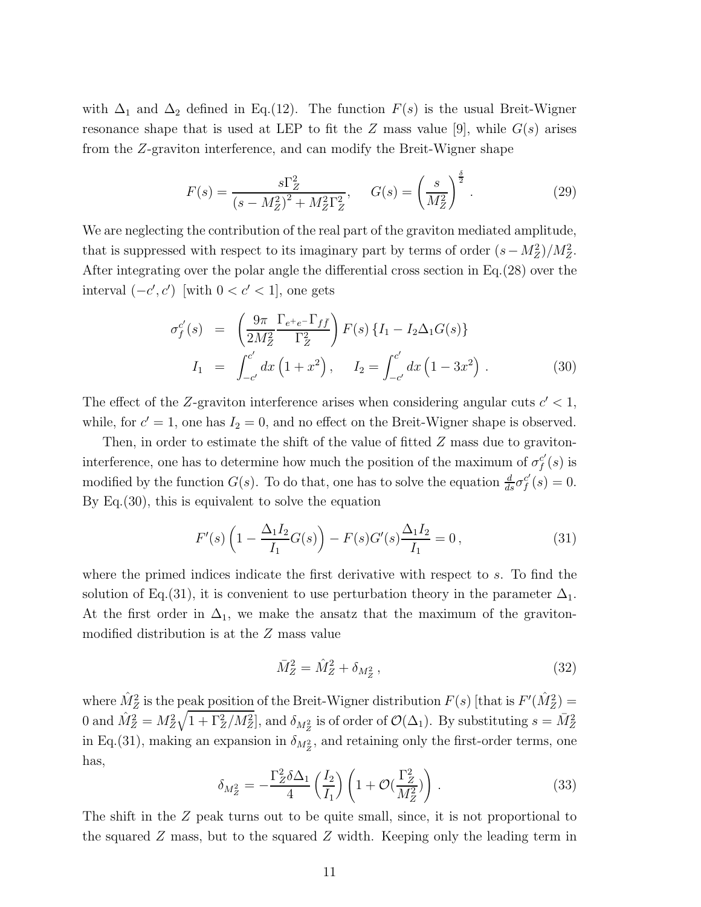with $\Delta_1$ and $\Delta_2$ defined in Eq.(12). The function $F(s)$ is the usual Breit-Wigner resonance shape that is used at LEP to fit the $Z$ mass value [9], while $G(s)$ arises from the $Z$-graviton interference, and can modify the Breit-Wigner shape

$$F(s) = \frac{s\Gamma_Z^2}{\left(s - M_Z^2\right)^2 + M_Z^2\Gamma_Z^2}, \quad G(s) = \left(\frac{s}{M_Z^2}\right)^{\frac{\delta}{2}}. \tag{29}$$

We are neglecting the contribution of the real part of the graviton mediated amplitude, that is suppressed with respect to its imaginary part by terms of order $(s - M_Z^2)/M_Z^2$. After integrating over the polar angle the differential cross section in Eq.(28) over the interval $(-c', c')$ [with $0 < c' < 1$], one gets

$$\begin{aligned}
\sigma_f^{c'}(s) &= \left(\frac{9\pi}{2M_Z^2}\frac{\Gamma_{e^+e^-}\Gamma_{f\bar{f}}}{\Gamma_Z^2}\right) F(s)\left\{I_1 - I_2\Delta_1 G(s)\right\} \\
I_1 &= \int_{-c'}^{c'} dx\left(1 + x^2\right), \quad I_2 = \int_{-c'}^{c'} dx\left(1 - 3x^2\right).
\end{aligned} \tag{30}$$

The effect of the $Z$-graviton interference arises when considering angular cuts $c' < 1$, while, for $c' = 1$, one has $I_2 = 0$, and no effect on the Breit-Wigner shape is observed.

Then, in order to estimate the shift of the value of fitted $Z$ mass due to graviton-interference, one has to determine how much the position of the maximum of $\sigma_f^{c'}(s)$ is modified by the function $G(s)$. To do that, one has to solve the equation $\frac{d}{ds}\sigma_f^{c'}(s) = 0$. By Eq.(30), this is equivalent to solve the equation

$$F'(s)\left(1 - \frac{\Delta_1 I_2}{I_1}G(s)\right) - F(s)G'(s)\frac{\Delta_1 I_2}{I_1} = 0, \tag{31}$$

where the primed indices indicate the first derivative with respect to $s$. To find the solution of Eq.(31), it is convenient to use perturbation theory in the parameter $\Delta_1$. At the first order in $\Delta_1$, we make the ansatz that the maximum of the graviton-modified distribution is at the $Z$ mass value

$$\bar{M}_Z^2 = \hat{M}_Z^2 + \delta_{M_Z^2}, \tag{32}$$

where $\hat{M}_Z^2$ is the peak position of the Breit-Wigner distribution $F(s)$ [that is $F'(\hat{M}_Z^2) = 0$ and $\hat{M}_Z^2 = M_Z^2\sqrt{1 + \Gamma_Z^2/M_Z^2}$], and $\delta_{M_Z^2}$ is of order of $\mathcal{O}(\Delta_1)$. By substituting $s = \bar{M}_Z^2$ in Eq.(31), making an expansion in $\delta_{M_Z^2}$, and retaining only the first-order terms, one has,

$$\delta_{M_Z^2} = -\frac{\Gamma_Z^2\delta\Delta_1}{4}\left(\frac{I_2}{I_1}\right)\left(1 + \mathcal{O}(\frac{\Gamma_Z^2}{M_Z^2})\right). \tag{33}$$

The shift in the $Z$ peak turns out to be quite small, since, it is not proportional to the squared $Z$ mass, but to the squared $Z$ width. Keeping only the leading term in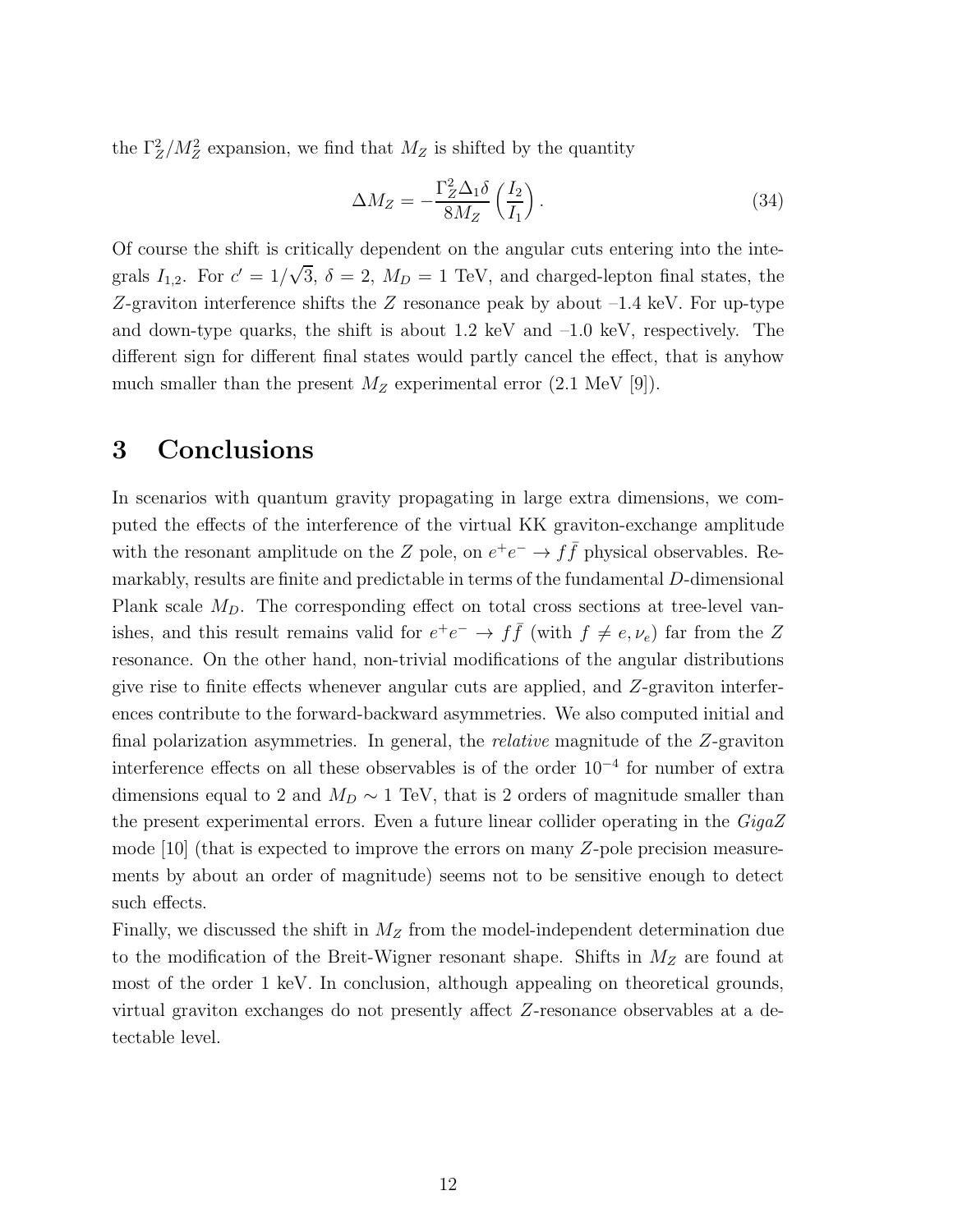the $\Gamma_Z^2/M_Z^2$ expansion, we find that $M_Z$ is shifted by the quantity

$$\Delta M_Z = -\frac{\Gamma_Z^2 \Delta_1 \delta}{8 M_Z} \left( \frac{I_2}{I_1} \right). \tag{34}$$

Of course the shift is critically dependent on the angular cuts entering into the integrals $I_{1,2}$. For $c' = 1/\sqrt{3}$, $\delta = 2$, $M_D = 1$ TeV, and charged-lepton final states, the $Z$-graviton interference shifts the $Z$ resonance peak by about –1.4 keV. For up-type and down-type quarks, the shift is about 1.2 keV and –1.0 keV, respectively. The different sign for different final states would partly cancel the effect, that is anyhow much smaller than the present $M_Z$ experimental error (2.1 MeV [9]).

# 3 Conclusions

In scenarios with quantum gravity propagating in large extra dimensions, we computed the effects of the interference of the virtual KK graviton-exchange amplitude with the resonant amplitude on the $Z$ pole, on $e^+e^- \to f\bar{f}$ physical observables. Remarkably, results are finite and predictable in terms of the fundamental $D$-dimensional Plank scale $M_D$. The corresponding effect on total cross sections at tree-level vanishes, and this result remains valid for $e^+e^- \to f\bar{f}$ (with $f \neq e, \nu_e$) far from the $Z$ resonance. On the other hand, non-trivial modifications of the angular distributions give rise to finite effects whenever angular cuts are applied, and $Z$-graviton interferences contribute to the forward-backward asymmetries. We also computed initial and final polarization asymmetries. In general, the *relative* magnitude of the $Z$-graviton interference effects on all these observables is of the order $10^{-4}$ for number of extra dimensions equal to 2 and $M_D \sim 1$ TeV, that is 2 orders of magnitude smaller than the present experimental errors. Even a future linear collider operating in the *GigaZ* mode [10] (that is expected to improve the errors on many $Z$-pole precision measurements by about an order of magnitude) seems not to be sensitive enough to detect such effects.

Finally, we discussed the shift in $M_Z$ from the model-independent determination due to the modification of the Breit-Wigner resonant shape. Shifts in $M_Z$ are found at most of the order 1 keV. In conclusion, although appealing on theoretical grounds, virtual graviton exchanges do not presently affect $Z$-resonance observables at a detectable level.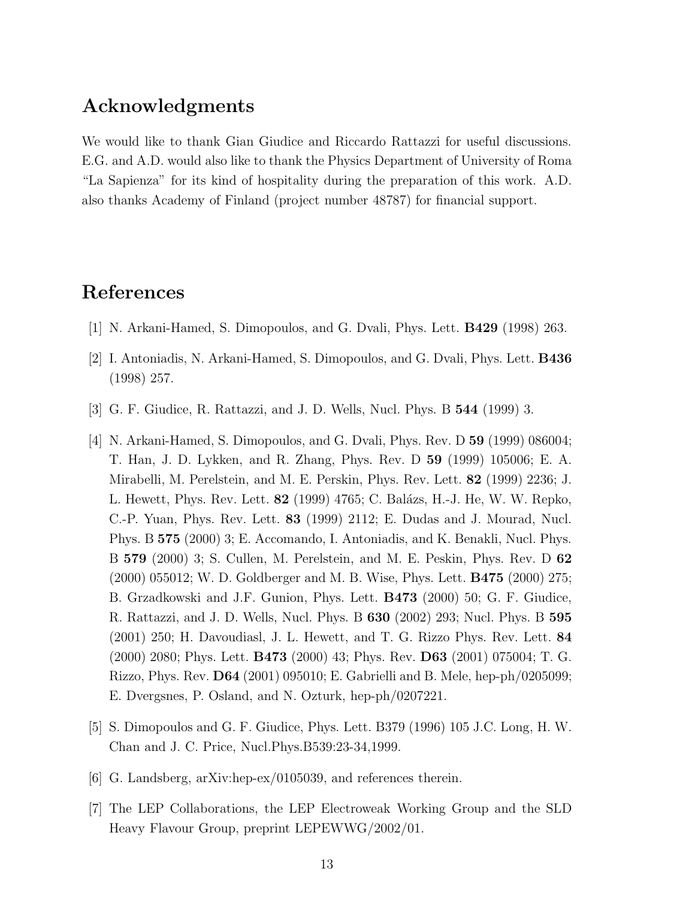## Acknowledgments

We would like to thank Gian Giudice and Riccardo Rattazzi for useful discussions. E.G. and A.D. would also like to thank the Physics Department of University of Roma "La Sapienza" for its kind of hospitality during the preparation of this work. A.D. also thanks Academy of Finland (project number 48787) for financial support.

## References

[1] N. Arkani-Hamed, S. Dimopoulos, and G. Dvali, Phys. Lett. **B429** (1998) 263.

[2] I. Antoniadis, N. Arkani-Hamed, S. Dimopoulos, and G. Dvali, Phys. Lett. **B436** (1998) 257.

[3] G. F. Giudice, R. Rattazzi, and J. D. Wells, Nucl. Phys. B **544** (1999) 3.

[4] N. Arkani-Hamed, S. Dimopoulos, and G. Dvali, Phys. Rev. D **59** (1999) 086004; T. Han, J. D. Lykken, and R. Zhang, Phys. Rev. D **59** (1999) 105006; E. A. Mirabelli, M. Perelstein, and M. E. Perskin, Phys. Rev. Lett. **82** (1999) 2236; J. L. Hewett, Phys. Rev. Lett. **82** (1999) 4765; C. Balázs, H.-J. He, W. W. Repko, C.-P. Yuan, Phys. Rev. Lett. **83** (1999) 2112; E. Dudas and J. Mourad, Nucl. Phys. B **575** (2000) 3; E. Accomando, I. Antoniadis, and K. Benakli, Nucl. Phys. B **579** (2000) 3; S. Cullen, M. Perelstein, and M. E. Peskin, Phys. Rev. D **62** (2000) 055012; W. D. Goldberger and M. B. Wise, Phys. Lett. **B475** (2000) 275; B. Grzadkowski and J.F. Gunion, Phys. Lett. **B473** (2000) 50; G. F. Giudice, R. Rattazzi, and J. D. Wells, Nucl. Phys. B **630** (2002) 293; Nucl. Phys. B **595** (2001) 250; H. Davoudiasl, J. L. Hewett, and T. G. Rizzo Phys. Rev. Lett. **84** (2000) 2080; Phys. Lett. **B473** (2000) 43; Phys. Rev. **D63** (2001) 075004; T. G. Rizzo, Phys. Rev. **D64** (2001) 095010; E. Gabrielli and B. Mele, hep-ph/0205099; E. Dvergsnes, P. Osland, and N. Ozturk, hep-ph/0207221.

[5] S. Dimopoulos and G. F. Giudice, Phys. Lett. B379 (1996) 105 J.C. Long, H. W. Chan and J. C. Price, Nucl.Phys.B539:23-34,1999.

[6] G. Landsberg, arXiv:hep-ex/0105039, and references therein.

[7] The LEP Collaborations, the LEP Electroweak Working Group and the SLD Heavy Flavour Group, preprint LEPEWWG/2002/01.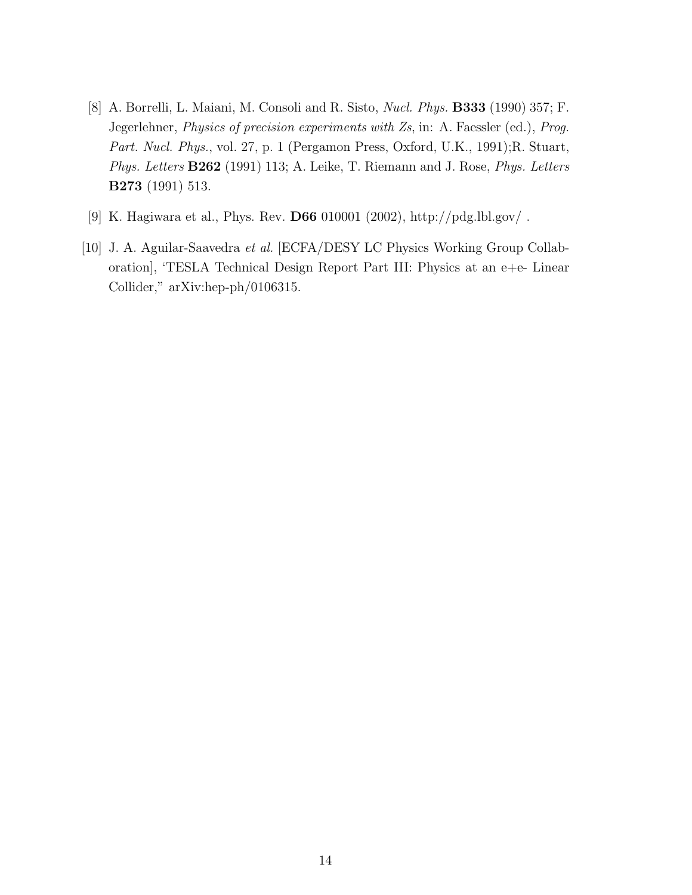[8] A. Borrelli, L. Maiani, M. Consoli and R. Sisto, *Nucl. Phys.* **B333** (1990) 357; F. Jegerlehner, *Physics of precision experiments with Zs*, in: A. Faessler (ed.), *Prog. Part. Nucl. Phys.*, vol. 27, p. 1 (Pergamon Press, Oxford, U.K., 1991);R. Stuart, *Phys. Letters* **B262** (1991) 113; A. Leike, T. Riemann and J. Rose, *Phys. Letters* **B273** (1991) 513.

[9] K. Hagiwara et al., Phys. Rev. **D66** 010001 (2002), http://pdg.lbl.gov/ .

[10] J. A. Aguilar-Saavedra *et al.* [ECFA/DESY LC Physics Working Group Collaboration], 'TESLA Technical Design Report Part III: Physics at an e+e- Linear Collider," arXiv:hep-ph/0106315.